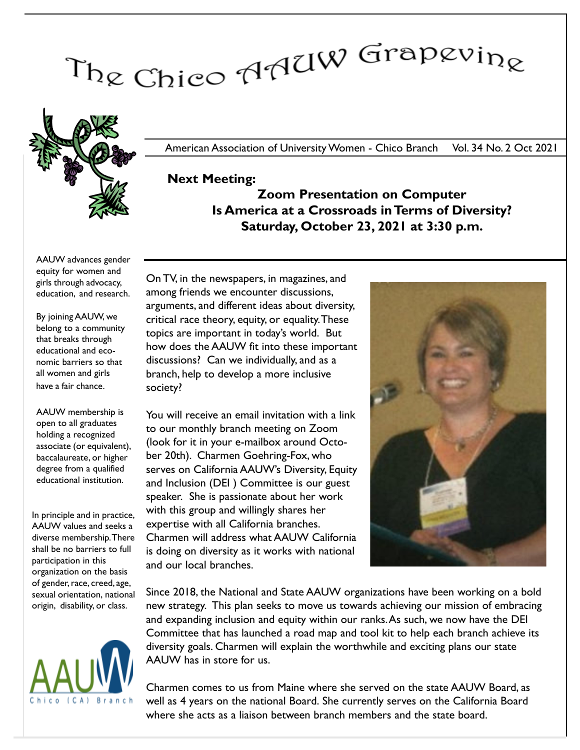# The Chico AAUW Grapevine

American Association of University Women - Chico Branch    Vol. 34 No. 2 Oct 2021

**Next Meeting:**

**Zoom Presentation on Computer**
**Is America at a Crossroads in Terms of Diversity?**
**Saturday, October 23, 2021 at 3:30 p.m.**

On TV, in the newspapers, in magazines, and among friends we encounter discussions, arguments, and different ideas about diversity, critical race theory, equity, or equality. These topics are important in today's world. But how does the AAUW fit into these important discussions? Can we individually, and as a branch, help to develop a more inclusive society?

You will receive an email invitation with a link to our monthly branch meeting on Zoom (look for it in your e-mailbox around October 20th). Charmen Goehring-Fox, who serves on California AAUW's Diversity, Equity and Inclusion (DEI ) Committee is our guest speaker. She is passionate about her work with this group and willingly shares her expertise with all California branches. Charmen will address what AAUW California is doing on diversity as it works with national and our local branches.

Since 2018, the National and State AAUW organizations have been working on a bold new strategy. This plan seeks to move us towards achieving our mission of embracing and expanding inclusion and equity within our ranks. As such, we now have the DEI Committee that has launched a road map and tool kit to help each branch achieve its diversity goals. Charmen will explain the worthwhile and exciting plans our state AAUW has in store for us.

Charmen comes to us from Maine where she served on the state AAUW Board, as well as 4 years on the national Board. She currently serves on the California Board where she acts as a liaison between branch members and the state board.

AAUW advances gender equity for women and girls through advocacy, education, and research.

By joining AAUW, we belong to a community that breaks through educational and economic barriers so that all women and girls have a fair chance.

AAUW membership is open to all graduates holding a recognized associate (or equivalent), baccalaureate, or higher degree from a qualified educational institution.

In principle and in practice, AAUW values and seeks a diverse membership. There shall be no barriers to full participation in this organization on the basis of gender, race, creed, age, sexual orientation, national origin, disability, or class.

AAUW Chico (CA) Branch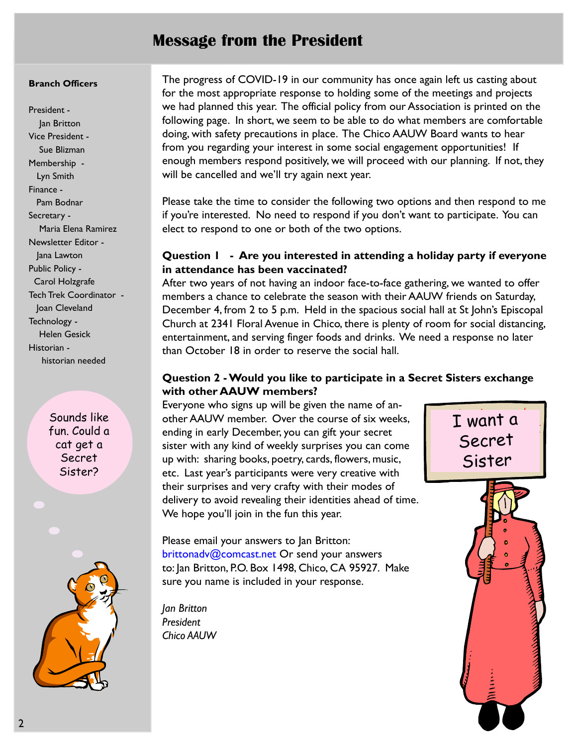# Message from the President

**Branch Officers**

President - Jan Britton
Vice President - Sue Blizman
Membership - Lyn Smith
Finance - Pam Bodnar
Secretary - Maria Elena Ramirez
Newsletter Editor - Jana Lawton
Public Policy - Carol Holzgrafe
Tech Trek Coordinator - Joan Cleveland
Technology - Helen Gesick
Historian - historian needed

Sounds like fun. Could a cat get a Secret Sister?

The progress of COVID-19 in our community has once again left us casting about for the most appropriate response to holding some of the meetings and projects we had planned this year. The official policy from our Association is printed on the following page. In short, we seem to be able to do what members are comfortable doing, with safety precautions in place. The Chico AAUW Board wants to hear from you regarding your interest in some social engagement opportunities! If enough members respond positively, we will proceed with our planning. If not, they will be cancelled and we'll try again next year.

Please take the time to consider the following two options and then respond to me if you're interested. No need to respond if you don't want to participate. You can elect to respond to one or both of the two options.

**Question 1 - Are you interested in attending a holiday party if everyone in attendance has been vaccinated?**
After two years of not having an indoor face-to-face gathering, we wanted to offer members a chance to celebrate the season with their AAUW friends on Saturday, December 4, from 2 to 5 p.m. Held in the spacious social hall at St John's Episcopal Church at 2341 Floral Avenue in Chico, there is plenty of room for social distancing, entertainment, and serving finger foods and drinks. We need a response no later than October 18 in order to reserve the social hall.

**Question 2 - Would you like to participate in a Secret Sisters exchange with other AAUW members?**
Everyone who signs up will be given the name of another AAUW member. Over the course of six weeks, ending in early December, you can gift your secret sister with any kind of weekly surprises you can come up with: sharing books, poetry, cards, flowers, music, etc. Last year's participants were very creative with their surprises and very crafty with their modes of delivery to avoid revealing their identities ahead of time. We hope you'll join in the fun this year.

I want a Secret Sister

Please email your answers to Jan Britton: brittonadv@comcast.net Or send your answers to: Jan Britton, P.O. Box 1498, Chico, CA 95927. Make sure you name is included in your response.

*Jan Britton*
*President*
*Chico AAUW*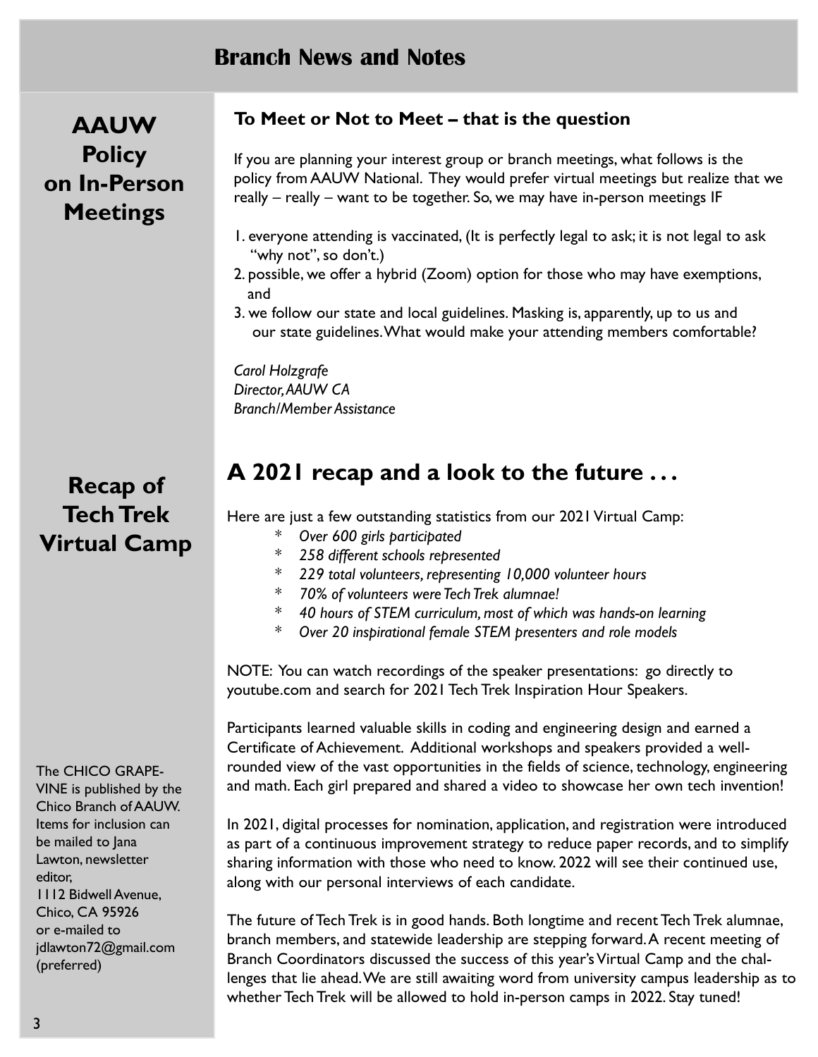# Branch News and Notes

## AAUW Policy on In-Person Meetings

### To Meet or Not to Meet – that is the question

If you are planning your interest group or branch meetings, what follows is the policy from AAUW National. They would prefer virtual meetings but realize that we really – really – want to be together. So, we may have in-person meetings IF

1. everyone attending is vaccinated, (It is perfectly legal to ask; it is not legal to ask "why not", so don't.)
2. possible, we offer a hybrid (Zoom) option for those who may have exemptions, and
3. we follow our state and local guidelines. Masking is, apparently, up to us and our state guidelines. What would make your attending members comfortable?

*Carol Holzgrafe*
*Director, AAUW CA*
*Branch/Member Assistance*

## Recap of Tech Trek Virtual Camp

## A 2021 recap and a look to the future . . .

Here are just a few outstanding statistics from our 2021 Virtual Camp:

* *Over 600 girls participated*
* *258 different schools represented*
* *229 total volunteers, representing 10,000 volunteer hours*
* *70% of volunteers were Tech Trek alumnae!*
* *40 hours of STEM curriculum, most of which was hands-on learning*
* *Over 20 inspirational female STEM presenters and role models*

NOTE: You can watch recordings of the speaker presentations: go directly to youtube.com and search for 2021 Tech Trek Inspiration Hour Speakers.

Participants learned valuable skills in coding and engineering design and earned a Certificate of Achievement. Additional workshops and speakers provided a well-rounded view of the vast opportunities in the fields of science, technology, engineering and math. Each girl prepared and shared a video to showcase her own tech invention!

In 2021, digital processes for nomination, application, and registration were introduced as part of a continuous improvement strategy to reduce paper records, and to simplify sharing information with those who need to know. 2022 will see their continued use, along with our personal interviews of each candidate.

The future of Tech Trek is in good hands. Both longtime and recent Tech Trek alumnae, branch members, and statewide leadership are stepping forward. A recent meeting of Branch Coordinators discussed the success of this year's Virtual Camp and the challenges that lie ahead. We are still awaiting word from university campus leadership as to whether Tech Trek will be allowed to hold in-person camps in 2022. Stay tuned!

The CHICO GRAPEVINE is published by the Chico Branch of AAUW. Items for inclusion can be mailed to Jana Lawton, newsletter editor, 1112 Bidwell Avenue, Chico, CA 95926 or e-mailed to jdlawton72@gmail.com (preferred)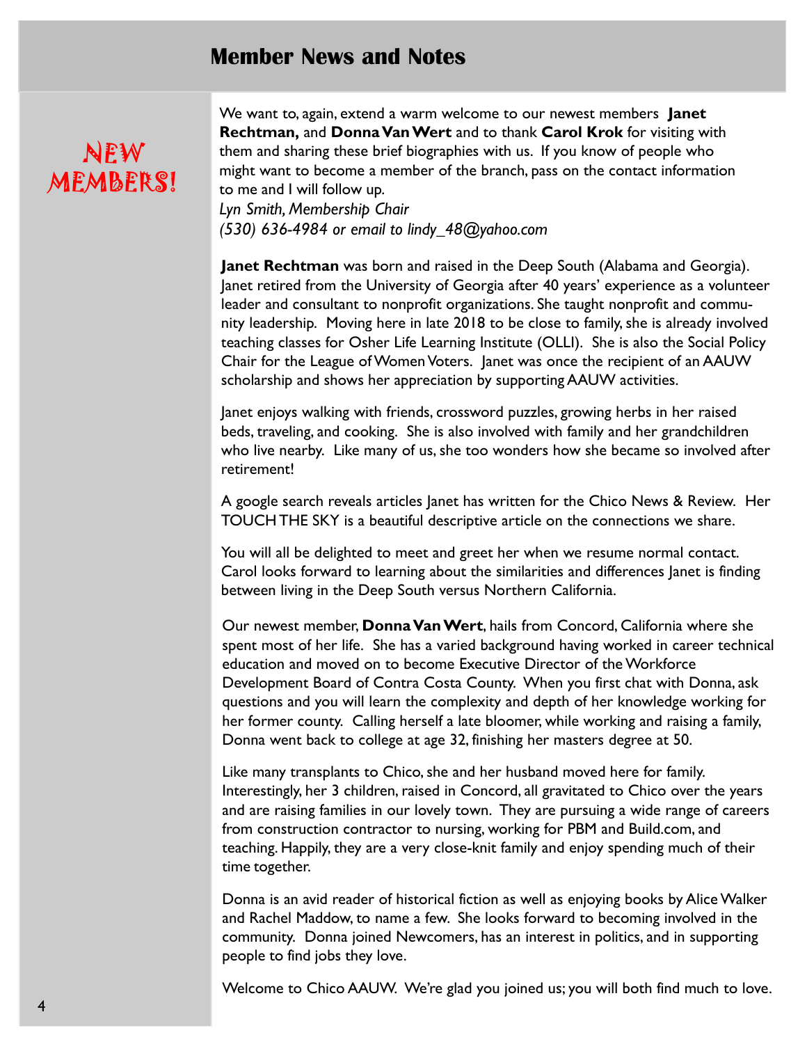# Member News and Notes

## NEW MEMBERS!

We want to, again, extend a warm welcome to our newest members **Janet Rechtman,** and **Donna Van Wert** and to thank **Carol Krok** for visiting with them and sharing these brief biographies with us. If you know of people who might want to become a member of the branch, pass on the contact information to me and I will follow up.
*Lyn Smith, Membership Chair*
*(530) 636-4984 or email to lindy_48@yahoo.com*

**Janet Rechtman** was born and raised in the Deep South (Alabama and Georgia). Janet retired from the University of Georgia after 40 years' experience as a volunteer leader and consultant to nonprofit organizations. She taught nonprofit and community leadership. Moving here in late 2018 to be close to family, she is already involved teaching classes for Osher Life Learning Institute (OLLI). She is also the Social Policy Chair for the League of Women Voters. Janet was once the recipient of an AAUW scholarship and shows her appreciation by supporting AAUW activities.

Janet enjoys walking with friends, crossword puzzles, growing herbs in her raised beds, traveling, and cooking. She is also involved with family and her grandchildren who live nearby. Like many of us, she too wonders how she became so involved after retirement!

A google search reveals articles Janet has written for the Chico News & Review. Her TOUCH THE SKY is a beautiful descriptive article on the connections we share.

You will all be delighted to meet and greet her when we resume normal contact. Carol looks forward to learning about the similarities and differences Janet is finding between living in the Deep South versus Northern California.

Our newest member, **Donna Van Wert**, hails from Concord, California where she spent most of her life. She has a varied background having worked in career technical education and moved on to become Executive Director of the Workforce Development Board of Contra Costa County. When you first chat with Donna, ask questions and you will learn the complexity and depth of her knowledge working for her former county. Calling herself a late bloomer, while working and raising a family, Donna went back to college at age 32, finishing her masters degree at 50.

Like many transplants to Chico, she and her husband moved here for family. Interestingly, her 3 children, raised in Concord, all gravitated to Chico over the years and are raising families in our lovely town. They are pursuing a wide range of careers from construction contractor to nursing, working for PBM and Build.com, and teaching. Happily, they are a very close-knit family and enjoy spending much of their time together.

Donna is an avid reader of historical fiction as well as enjoying books by Alice Walker and Rachel Maddow, to name a few. She looks forward to becoming involved in the community. Donna joined Newcomers, has an interest in politics, and in supporting people to find jobs they love.

Welcome to Chico AAUW. We're glad you joined us; you will both find much to love.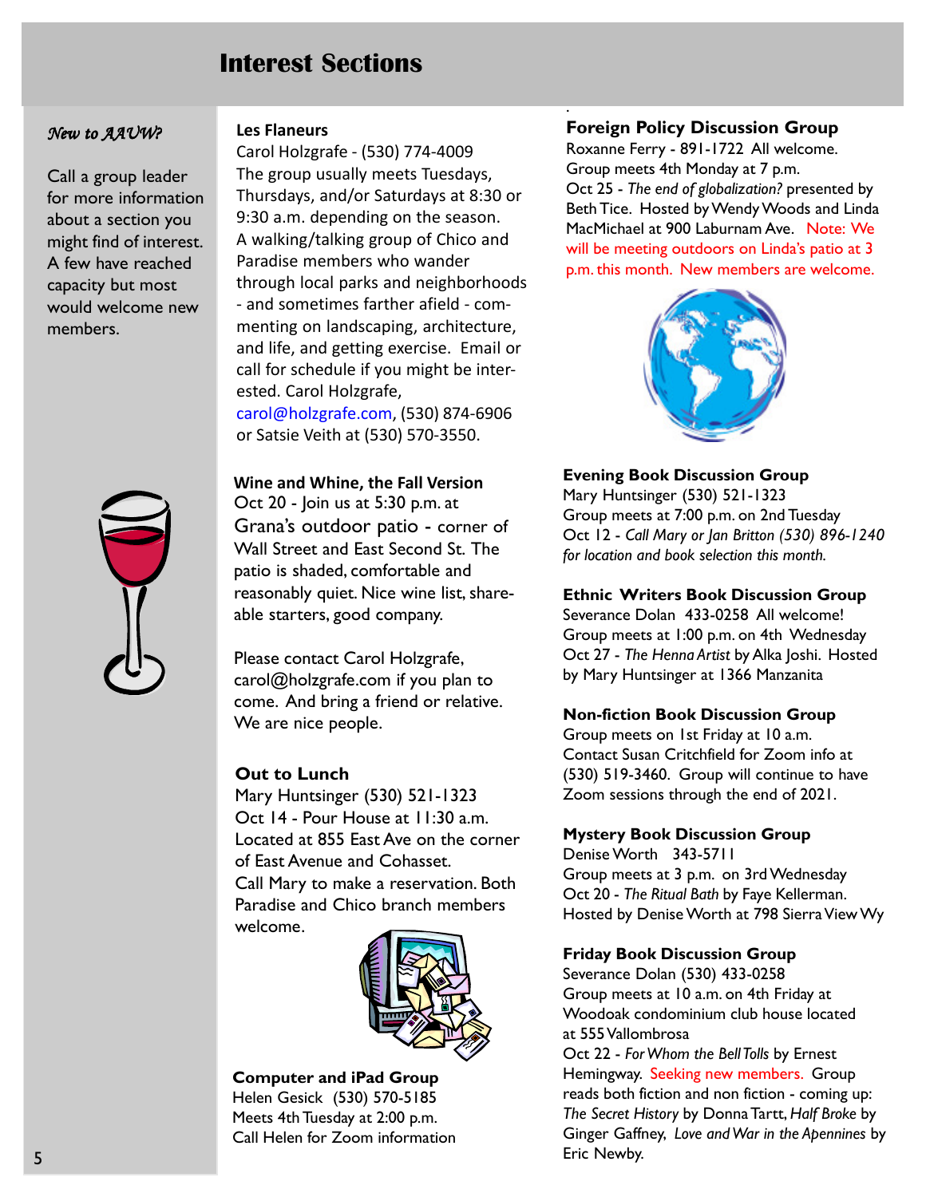# Interest Sections

*New to AAUW?*

Call a group leader for more information about a section you might find of interest. A few have reached capacity but most would welcome new members.

**Les Flaneurs**
Carol Holzgrafe - (530) 774-4009
The group usually meets Tuesdays, Thursdays, and/or Saturdays at 8:30 or 9:30 a.m. depending on the season. A walking/talking group of Chico and Paradise members who wander through local parks and neighborhoods - and sometimes farther afield - commenting on landscaping, architecture, and life, and getting exercise. Email or call for schedule if you might be interested. Carol Holzgrafe, carol@holzgrafe.com, (530) 874-6906 or Satsie Veith at (530) 570-3550.

**Wine and Whine, the Fall Version**
Oct 20 - Join us at 5:30 p.m. at Grana's outdoor patio - corner of Wall Street and East Second St. The patio is shaded, comfortable and reasonably quiet. Nice wine list, shareable starters, good company.

Please contact Carol Holzgrafe, carol@holzgrafe.com if you plan to come. And bring a friend or relative. We are nice people.

**Out to Lunch**
Mary Huntsinger (530) 521-1323
Oct 14 - Pour House at 11:30 a.m. Located at 855 East Ave on the corner of East Avenue and Cohasset.
Call Mary to make a reservation. Both Paradise and Chico branch members welcome.

**Computer and iPad Group**
Helen Gesick (530) 570-5185
Meets 4th Tuesday at 2:00 p.m.
Call Helen for Zoom information

**Foreign Policy Discussion Group**
Roxanne Ferry - 891-1722 All welcome.
Group meets 4th Monday at 7 p.m.
Oct 25 - *The end of globalization?* presented by Beth Tice. Hosted by Wendy Woods and Linda MacMichael at 900 Laburnam Ave. Note: We will be meeting outdoors on Linda's patio at 3 p.m. this month. New members are welcome.

**Evening Book Discussion Group**
Mary Huntsinger (530) 521-1323
Group meets at 7:00 p.m. on 2nd Tuesday
Oct 12 - *Call Mary or Jan Britton (530) 896-1240 for location and book selection this month.*

**Ethnic Writers Book Discussion Group**
Severance Dolan 433-0258 All welcome!
Group meets at 1:00 p.m. on 4th Wednesday
Oct 27 - *The Henna Artist* by Alka Joshi. Hosted by Mary Huntsinger at 1366 Manzanita

**Non-fiction Book Discussion Group**
Group meets on 1st Friday at 10 a.m.
Contact Susan Critchfield for Zoom info at (530) 519-3460. Group will continue to have Zoom sessions through the end of 2021.

**Mystery Book Discussion Group**
Denise Worth 343-5711
Group meets at 3 p.m. on 3rd Wednesday
Oct 20 - *The Ritual Bath* by Faye Kellerman. Hosted by Denise Worth at 798 Sierra View Wy

**Friday Book Discussion Group**
Severance Dolan (530) 433-0258
Group meets at 10 a.m. on 4th Friday at Woodoak condominium club house located at 555 Vallombrosa
Oct 22 - *For Whom the Bell Tolls* by Ernest Hemingway. Seeking new members. Group reads both fiction and non fiction - coming up: *The Secret History* by Donna Tartt, *Half Broke* by Ginger Gaffney, *Love and War in the Apennines* by Eric Newby.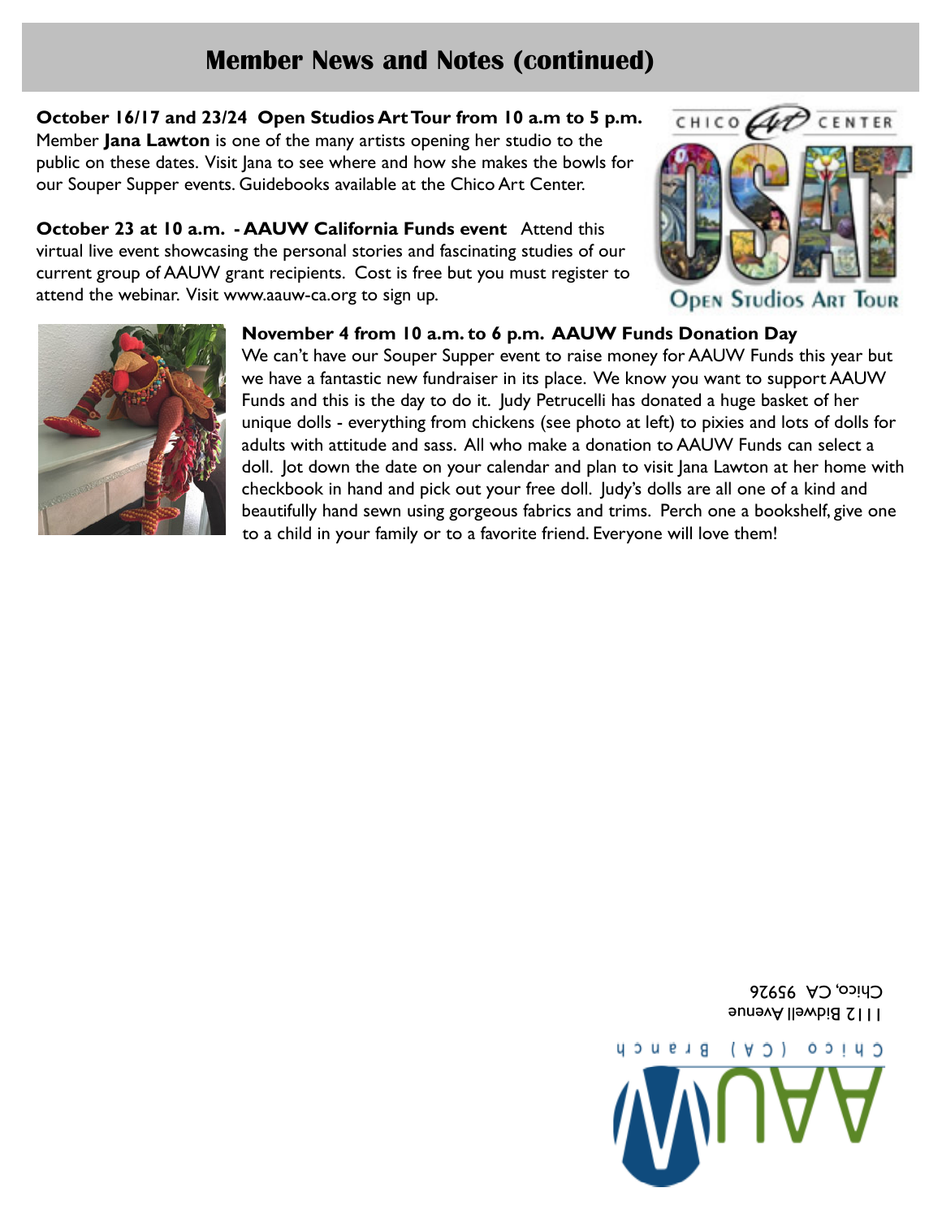## Member News and Notes (continued)

**October 16/17 and 23/24 Open Studios Art Tour from 10 a.m to 5 p.m.** Member **Jana Lawton** is one of the many artists opening her studio to the public on these dates. Visit Jana to see where and how she makes the bowls for our Souper Supper events. Guidebooks available at the Chico Art Center.

**October 23 at 10 a.m. - AAUW California Funds event** Attend this virtual live event showcasing the personal stories and fascinating studies of our current group of AAUW grant recipients. Cost is free but you must register to attend the webinar. Visit www.aauw-ca.org to sign up.

CHICO Art CENTER

OSAT

Open Studios Art Tour

**November 4 from 10 a.m. to 6 p.m. AAUW Funds Donation Day**
We can't have our Souper Supper event to raise money for AAUW Funds this year but we have a fantastic new fundraiser in its place. We know you want to support AAUW Funds and this is the day to do it. Judy Petrucelli has donated a huge basket of her unique dolls - everything from chickens (see photo at left) to pixies and lots of dolls for adults with attitude and sass. All who make a donation to AAUW Funds can select a doll. Jot down the date on your calendar and plan to visit Jana Lawton at her home with checkbook in hand and pick out your free doll. Judy's dolls are all one of a kind and beautifully hand sewn using gorgeous fabrics and trims. Perch one a bookshelf, give one to a child in your family or to a favorite friend. Everyone will love them!

AAUW
Chico (CA) Branch
1112 Bidwell Avenue
Chico, CA 95926